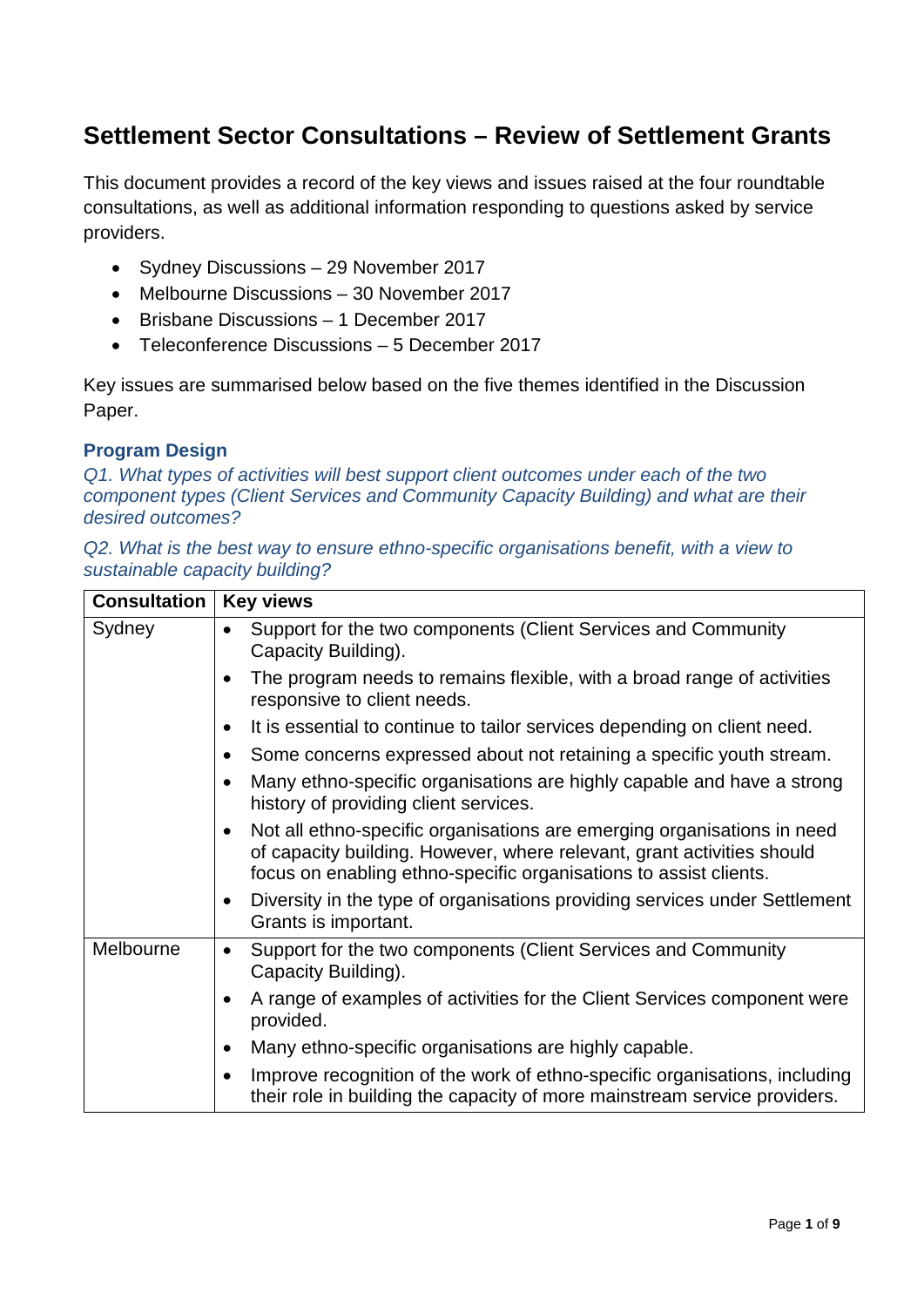# Settlement Sector Consultations – Review of Settlement Grants

This document provides a record of the key views and issues raised at the four roundtable consultations, as well as additional information responding to questions asked by service providers.

- Sydney Discussions – 29 November 2017
- Melbourne Discussions – 30 November 2017
- Brisbane Discussions – 1 December 2017
- Teleconference Discussions – 5 December 2017

Key issues are summarised below based on the five themes identified in the Discussion Paper.

### Program Design

*Q1. What types of activities will best support client outcomes under each of the two component types (Client Services and Community Capacity Building) and what are their desired outcomes?*

*Q2. What is the best way to ensure ethno-specific organisations benefit, with a view to sustainable capacity building?*

| Consultation | Key views |
|---|---|
| Sydney | • Support for the two components (Client Services and Community Capacity Building).<br>• The program needs to remains flexible, with a broad range of activities responsive to client needs.<br>• It is essential to continue to tailor services depending on client need.<br>• Some concerns expressed about not retaining a specific youth stream.<br>• Many ethno-specific organisations are highly capable and have a strong history of providing client services.<br>• Not all ethno-specific organisations are emerging organisations in need of capacity building. However, where relevant, grant activities should focus on enabling ethno-specific organisations to assist clients.<br>• Diversity in the type of organisations providing services under Settlement Grants is important. |
| Melbourne | • Support for the two components (Client Services and Community Capacity Building).<br>• A range of examples of activities for the Client Services component were provided.<br>• Many ethno-specific organisations are highly capable.<br>• Improve recognition of the work of ethno-specific organisations, including their role in building the capacity of more mainstream service providers. |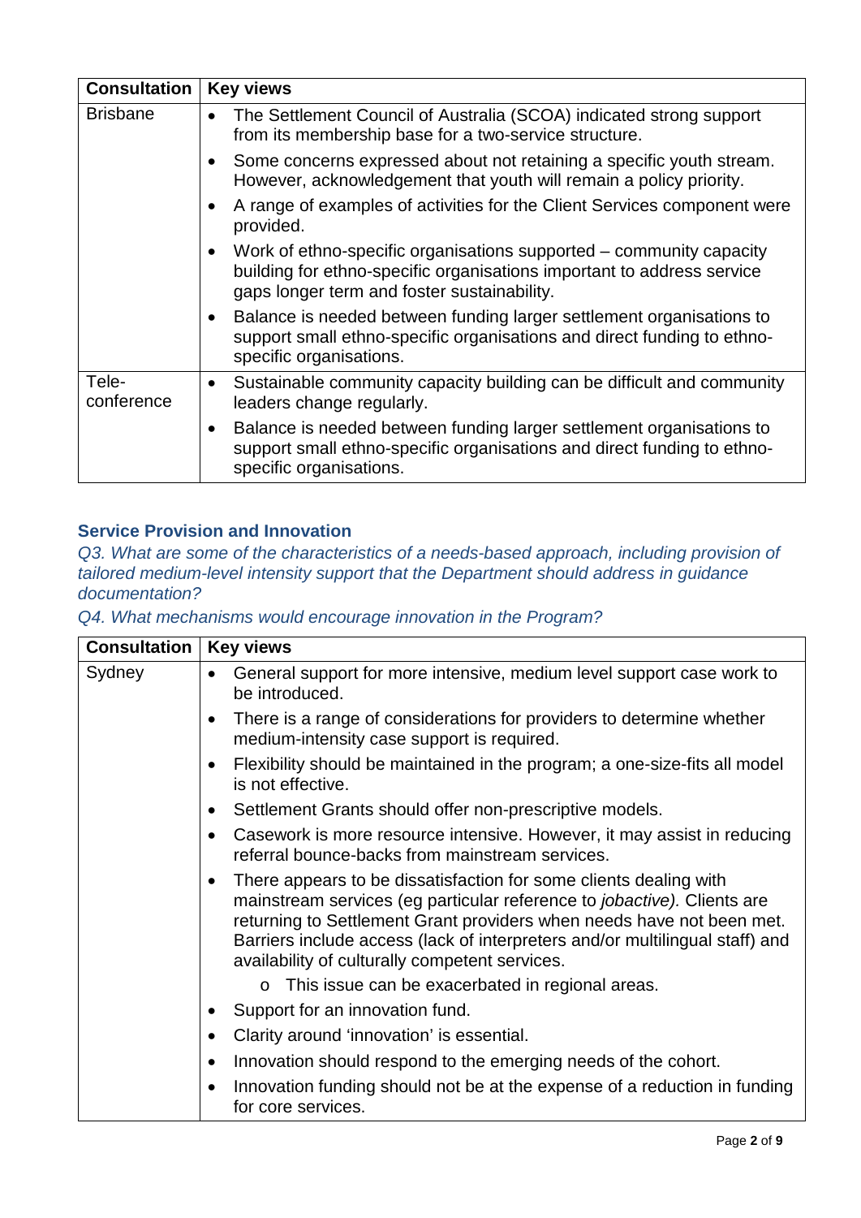| Consultation | Key views |
|---|---|
| Brisbane | • The Settlement Council of Australia (SCOA) indicated strong support from its membership base for a two-service structure.<br>• Some concerns expressed about not retaining a specific youth stream. However, acknowledgement that youth will remain a policy priority.<br>• A range of examples of activities for the Client Services component were provided.<br>• Work of ethno-specific organisations supported – community capacity building for ethno-specific organisations important to address service gaps longer term and foster sustainability.<br>• Balance is needed between funding larger settlement organisations to support small ethno-specific organisations and direct funding to ethno-specific organisations. |
| Tele-conference | • Sustainable community capacity building can be difficult and community leaders change regularly.<br>• Balance is needed between funding larger settlement organisations to support small ethno-specific organisations and direct funding to ethno-specific organisations. |

### Service Provision and Innovation

*Q3. What are some of the characteristics of a needs-based approach, including provision of tailored medium-level intensity support that the Department should address in guidance documentation?*

*Q4. What mechanisms would encourage innovation in the Program?*

| Consultation | Key views |
|---|---|
| Sydney | • General support for more intensive, medium level support case work to be introduced.<br>• There is a range of considerations for providers to determine whether medium-intensity case support is required.<br>• Flexibility should be maintained in the program; a one-size-fits all model is not effective.<br>• Settlement Grants should offer non-prescriptive models.<br>• Casework is more resource intensive. However, it may assist in reducing referral bounce-backs from mainstream services.<br>• There appears to be dissatisfaction for some clients dealing with mainstream services (eg particular reference to *jobactive).* Clients are returning to Settlement Grant providers when needs have not been met. Barriers include access (lack of interpreters and/or multilingual staff) and availability of culturally competent services.<br>&nbsp;&nbsp;&nbsp;&nbsp;o This issue can be exacerbated in regional areas.<br>• Support for an innovation fund.<br>• Clarity around 'innovation' is essential.<br>• Innovation should respond to the emerging needs of the cohort.<br>• Innovation funding should not be at the expense of a reduction in funding for core services. |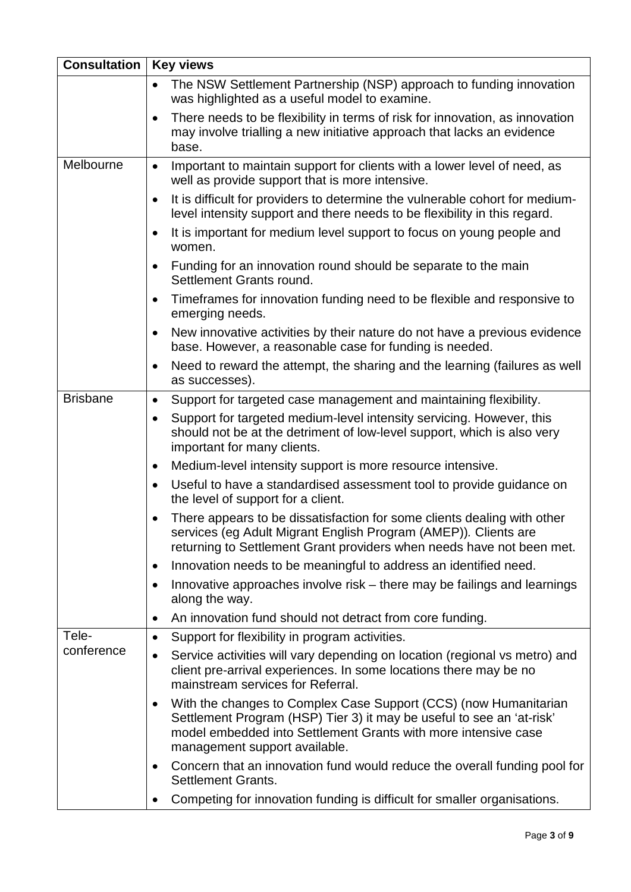| Consultation | Key views |
|---|---|
| | • The NSW Settlement Partnership (NSP) approach to funding innovation was highlighted as a useful model to examine.<br>• There needs to be flexibility in terms of risk for innovation, as innovation may involve trialling a new initiative approach that lacks an evidence base. |
| Melbourne | • Important to maintain support for clients with a lower level of need, as well as provide support that is more intensive.<br>• It is difficult for providers to determine the vulnerable cohort for medium-level intensity support and there needs to be flexibility in this regard.<br>• It is important for medium level support to focus on young people and women.<br>• Funding for an innovation round should be separate to the main Settlement Grants round.<br>• Timeframes for innovation funding need to be flexible and responsive to emerging needs.<br>• New innovative activities by their nature do not have a previous evidence base. However, a reasonable case for funding is needed.<br>• Need to reward the attempt, the sharing and the learning (failures as well as successes). |
| Brisbane | • Support for targeted case management and maintaining flexibility.<br>• Support for targeted medium-level intensity servicing. However, this should not be at the detriment of low-level support, which is also very important for many clients.<br>• Medium-level intensity support is more resource intensive.<br>• Useful to have a standardised assessment tool to provide guidance on the level of support for a client.<br>• There appears to be dissatisfaction for some clients dealing with other services (eg Adult Migrant English Program (AMEP)). Clients are returning to Settlement Grant providers when needs have not been met.<br>• Innovation needs to be meaningful to address an identified need.<br>• Innovative approaches involve risk – there may be failings and learnings along the way.<br>• An innovation fund should not detract from core funding. |
| Tele-conference | • Support for flexibility in program activities.<br>• Service activities will vary depending on location (regional vs metro) and client pre-arrival experiences. In some locations there may be no mainstream services for Referral.<br>• With the changes to Complex Case Support (CCS) (now Humanitarian Settlement Program (HSP) Tier 3) it may be useful to see an 'at-risk' model embedded into Settlement Grants with more intensive case management support available.<br>• Concern that an innovation fund would reduce the overall funding pool for Settlement Grants.<br>• Competing for innovation funding is difficult for smaller organisations. |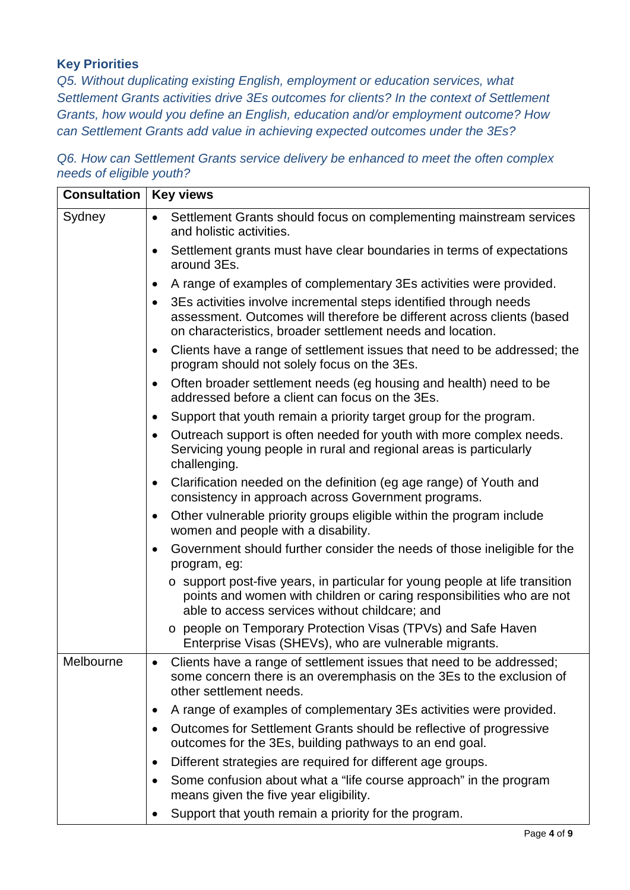### Key Priorities

*Q5. Without duplicating existing English, employment or education services, what Settlement Grants activities drive 3Es outcomes for clients? In the context of Settlement Grants, how would you define an English, education and/or employment outcome? How can Settlement Grants add value in achieving expected outcomes under the 3Es?*

*Q6. How can Settlement Grants service delivery be enhanced to meet the often complex needs of eligible youth?*

| Consultation | Key views |
|---|---|
| Sydney | • Settlement Grants should focus on complementing mainstream services and holistic activities.<br>• Settlement grants must have clear boundaries in terms of expectations around 3Es.<br>• A range of examples of complementary 3Es activities were provided.<br>• 3Es activities involve incremental steps identified through needs assessment. Outcomes will therefore be different across clients (based on characteristics, broader settlement needs and location.<br>• Clients have a range of settlement issues that need to be addressed; the program should not solely focus on the 3Es.<br>• Often broader settlement needs (eg housing and health) need to be addressed before a client can focus on the 3Es.<br>• Support that youth remain a priority target group for the program.<br>• Outreach support is often needed for youth with more complex needs. Servicing young people in rural and regional areas is particularly challenging.<br>• Clarification needed on the definition (eg age range) of Youth and consistency in approach across Government programs.<br>• Other vulnerable priority groups eligible within the program include women and people with a disability.<br>• Government should further consider the needs of those ineligible for the program, eg:<br>  o support post-five years, in particular for young people at life transition points and women with children or caring responsibilities who are not able to access services without childcare; and<br>  o people on Temporary Protection Visas (TPVs) and Safe Haven Enterprise Visas (SHEVs), who are vulnerable migrants. |
| Melbourne | • Clients have a range of settlement issues that need to be addressed; some concern there is an overemphasis on the 3Es to the exclusion of other settlement needs.<br>• A range of examples of complementary 3Es activities were provided.<br>• Outcomes for Settlement Grants should be reflective of progressive outcomes for the 3Es, building pathways to an end goal.<br>• Different strategies are required for different age groups.<br>• Some confusion about what a "life course approach" in the program means given the five year eligibility.<br>• Support that youth remain a priority for the program. |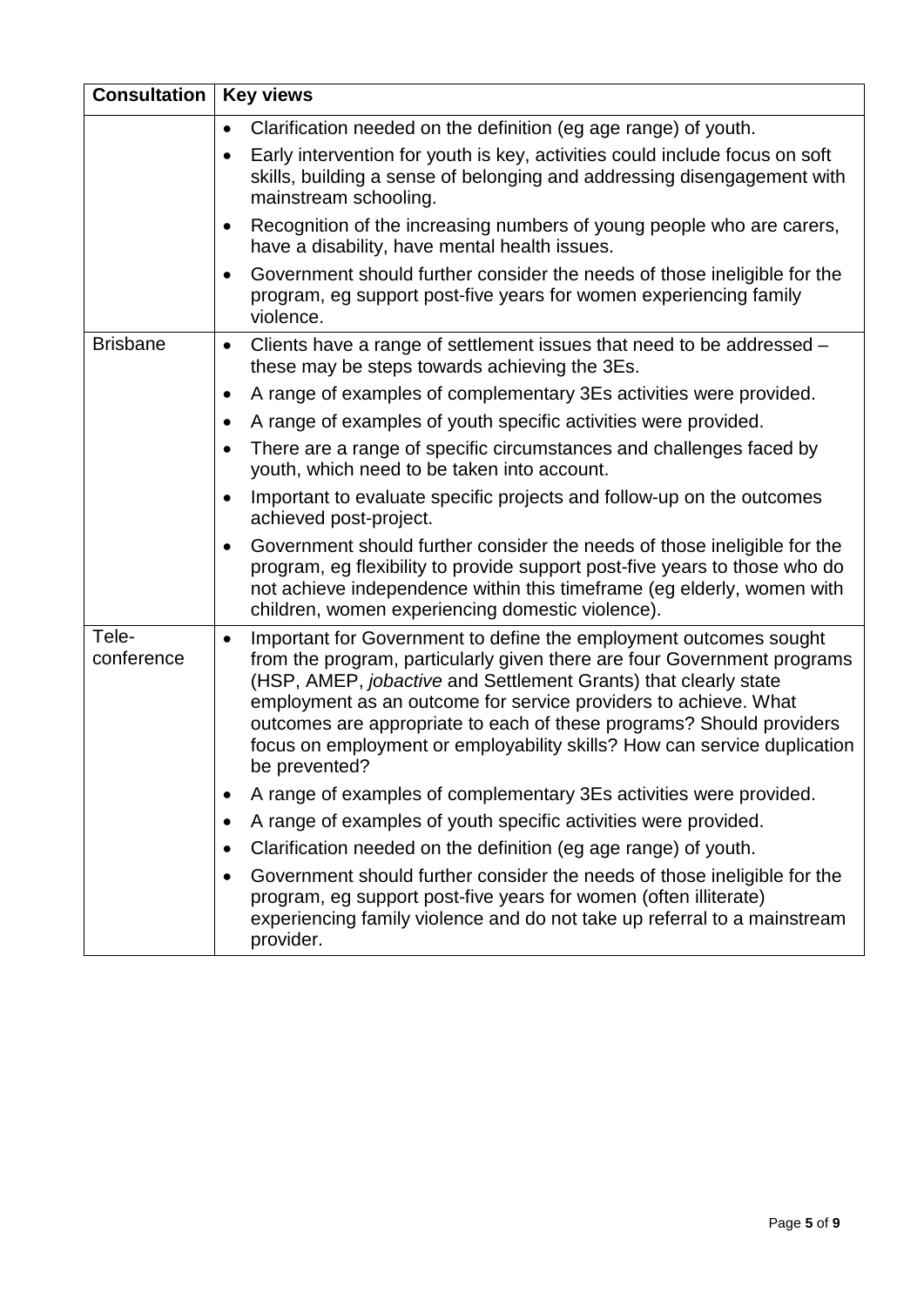| Consultation | Key views |
|---|---|
| | • Clarification needed on the definition (eg age range) of youth.<br>• Early intervention for youth is key, activities could include focus on soft skills, building a sense of belonging and addressing disengagement with mainstream schooling.<br>• Recognition of the increasing numbers of young people who are carers, have a disability, have mental health issues.<br>• Government should further consider the needs of those ineligible for the program, eg support post-five years for women experiencing family violence. |
| Brisbane | • Clients have a range of settlement issues that need to be addressed – these may be steps towards achieving the 3Es.<br>• A range of examples of complementary 3Es activities were provided.<br>• A range of examples of youth specific activities were provided.<br>• There are a range of specific circumstances and challenges faced by youth, which need to be taken into account.<br>• Important to evaluate specific projects and follow-up on the outcomes achieved post-project.<br>• Government should further consider the needs of those ineligible for the program, eg flexibility to provide support post-five years to those who do not achieve independence within this timeframe (eg elderly, women with children, women experiencing domestic violence). |
| Tele-conference | • Important for Government to define the employment outcomes sought from the program, particularly given there are four Government programs (HSP, AMEP, *jobactive* and Settlement Grants) that clearly state employment as an outcome for service providers to achieve. What outcomes are appropriate to each of these programs? Should providers focus on employment or employability skills? How can service duplication be prevented?<br>• A range of examples of complementary 3Es activities were provided.<br>• A range of examples of youth specific activities were provided.<br>• Clarification needed on the definition (eg age range) of youth.<br>• Government should further consider the needs of those ineligible for the program, eg support post-five years for women (often illiterate) experiencing family violence and do not take up referral to a mainstream provider. |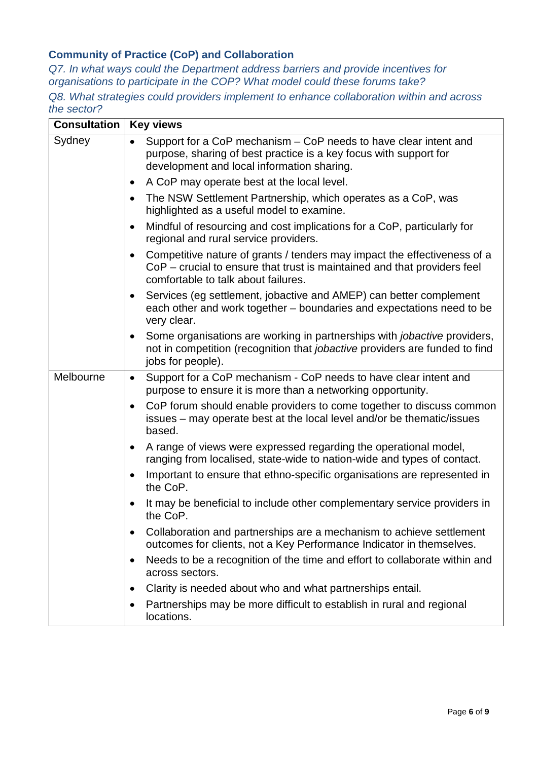## Community of Practice (CoP) and Collaboration

*Q7. In what ways could the Department address barriers and provide incentives for organisations to participate in the COP? What model could these forums take?*

*Q8. What strategies could providers implement to enhance collaboration within and across the sector?*

| Consultation | Key views |
|---|---|
| Sydney | • Support for a CoP mechanism – CoP needs to have clear intent and purpose, sharing of best practice is a key focus with support for development and local information sharing.<br>• A CoP may operate best at the local level.<br>• The NSW Settlement Partnership, which operates as a CoP, was highlighted as a useful model to examine.<br>• Mindful of resourcing and cost implications for a CoP, particularly for regional and rural service providers.<br>• Competitive nature of grants / tenders may impact the effectiveness of a CoP – crucial to ensure that trust is maintained and that providers feel comfortable to talk about failures.<br>• Services (eg settlement, jobactive and AMEP) can better complement each other and work together – boundaries and expectations need to be very clear.<br>• Some organisations are working in partnerships with *jobactive* providers, not in competition (recognition that *jobactive* providers are funded to find jobs for people). |
| Melbourne | • Support for a CoP mechanism - CoP needs to have clear intent and purpose to ensure it is more than a networking opportunity.<br>• CoP forum should enable providers to come together to discuss common issues – may operate best at the local level and/or be thematic/issues based.<br>• A range of views were expressed regarding the operational model, ranging from localised, state-wide to nation-wide and types of contact.<br>• Important to ensure that ethno-specific organisations are represented in the CoP.<br>• It may be beneficial to include other complementary service providers in the CoP.<br>• Collaboration and partnerships are a mechanism to achieve settlement outcomes for clients, not a Key Performance Indicator in themselves.<br>• Needs to be a recognition of the time and effort to collaborate within and across sectors.<br>• Clarity is needed about who and what partnerships entail.<br>• Partnerships may be more difficult to establish in rural and regional locations. |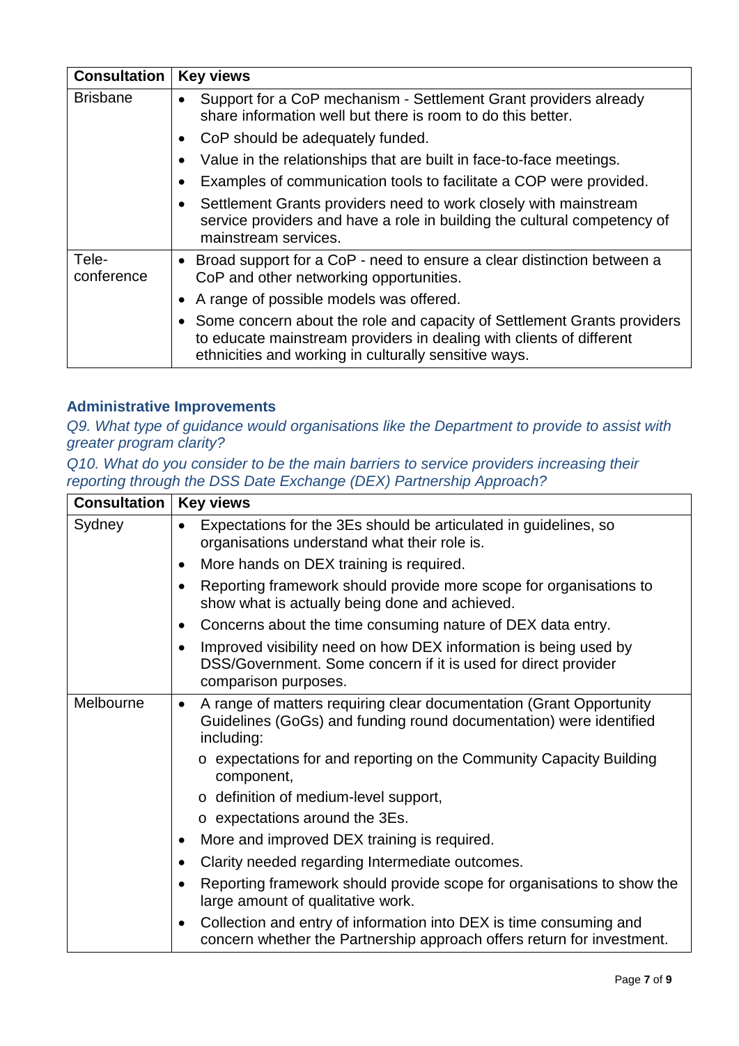| Consultation | Key views |
|---|---|
| Brisbane | • Support for a CoP mechanism - Settlement Grant providers already share information well but there is room to do this better.<br>• CoP should be adequately funded.<br>• Value in the relationships that are built in face-to-face meetings.<br>• Examples of communication tools to facilitate a COP were provided.<br>• Settlement Grants providers need to work closely with mainstream service providers and have a role in building the cultural competency of mainstream services. |
| Tele-conference | • Broad support for a CoP - need to ensure a clear distinction between a CoP and other networking opportunities.<br>• A range of possible models was offered.<br>• Some concern about the role and capacity of Settlement Grants providers to educate mainstream providers in dealing with clients of different ethnicities and working in culturally sensitive ways. |

## Administrative Improvements

*Q9. What type of guidance would organisations like the Department to provide to assist with greater program clarity?*

*Q10. What do you consider to be the main barriers to service providers increasing their reporting through the DSS Date Exchange (DEX) Partnership Approach?*

| Consultation | Key views |
|---|---|
| Sydney | • Expectations for the 3Es should be articulated in guidelines, so organisations understand what their role is.<br>• More hands on DEX training is required.<br>• Reporting framework should provide more scope for organisations to show what is actually being done and achieved.<br>• Concerns about the time consuming nature of DEX data entry.<br>• Improved visibility need on how DEX information is being used by DSS/Government. Some concern if it is used for direct provider comparison purposes. |
| Melbourne | • A range of matters requiring clear documentation (Grant Opportunity Guidelines (GoGs) and funding round documentation) were identified including:<br>  o expectations for and reporting on the Community Capacity Building component,<br>  o definition of medium-level support,<br>  o expectations around the 3Es.<br>• More and improved DEX training is required.<br>• Clarity needed regarding Intermediate outcomes.<br>• Reporting framework should provide scope for organisations to show the large amount of qualitative work.<br>• Collection and entry of information into DEX is time consuming and concern whether the Partnership approach offers return for investment. |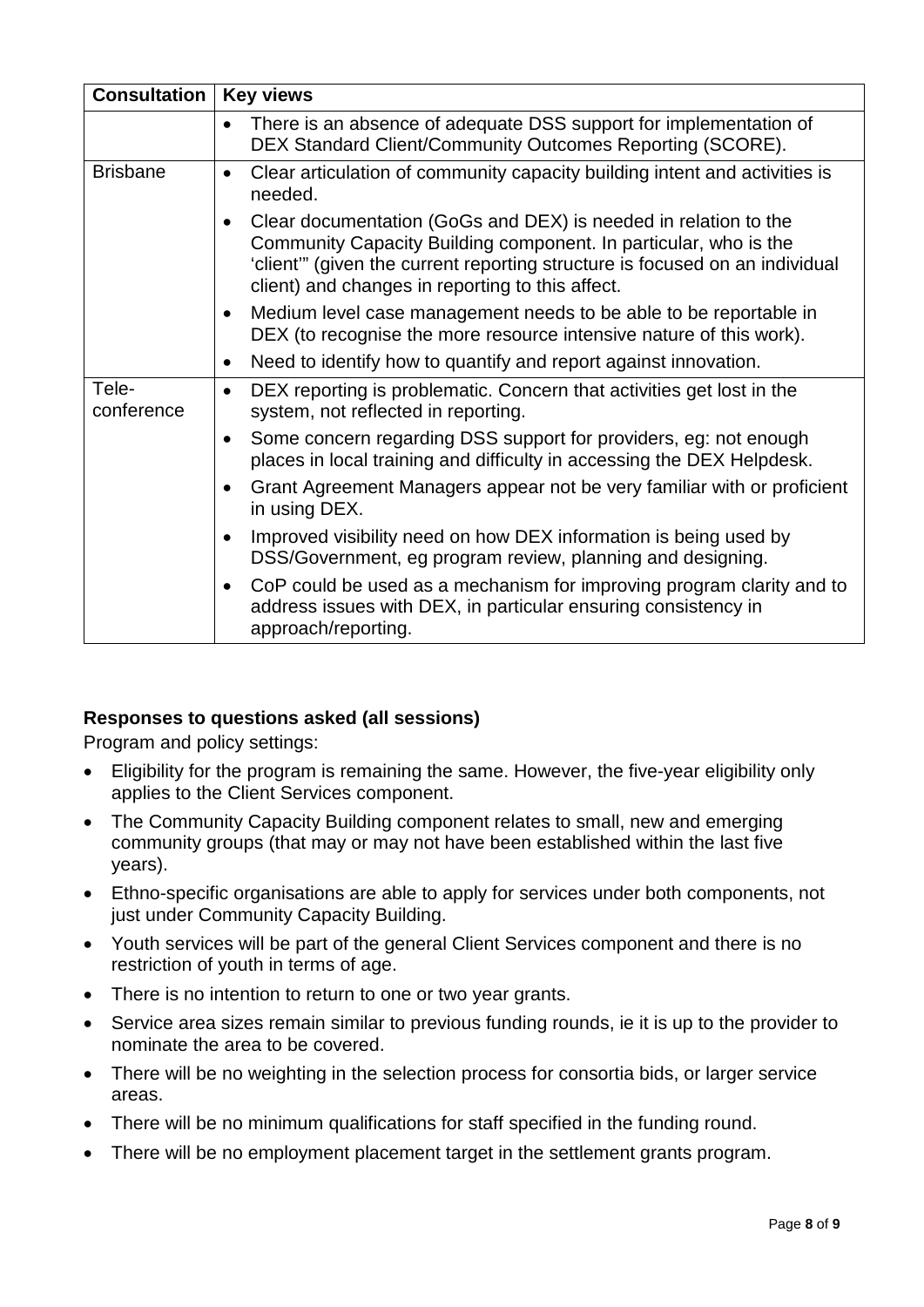| Consultation | Key views |
|---|---|
| | • There is an absence of adequate DSS support for implementation of DEX Standard Client/Community Outcomes Reporting (SCORE). |
| Brisbane | • Clear articulation of community capacity building intent and activities is needed.<br>• Clear documentation (GoGs and DEX) is needed in relation to the Community Capacity Building component. In particular, who is the 'client'" (given the current reporting structure is focused on an individual client) and changes in reporting to this affect.<br>• Medium level case management needs to be able to be reportable in DEX (to recognise the more resource intensive nature of this work).<br>• Need to identify how to quantify and report against innovation. |
| Tele-conference | • DEX reporting is problematic. Concern that activities get lost in the system, not reflected in reporting.<br>• Some concern regarding DSS support for providers, eg: not enough places in local training and difficulty in accessing the DEX Helpdesk.<br>• Grant Agreement Managers appear not be very familiar with or proficient in using DEX.<br>• Improved visibility need on how DEX information is being used by DSS/Government, eg program review, planning and designing.<br>• CoP could be used as a mechanism for improving program clarity and to address issues with DEX, in particular ensuring consistency in approach/reporting. |

**Responses to questions asked (all sessions)**

Program and policy settings:

- Eligibility for the program is remaining the same. However, the five-year eligibility only applies to the Client Services component.
- The Community Capacity Building component relates to small, new and emerging community groups (that may or may not have been established within the last five years).
- Ethno-specific organisations are able to apply for services under both components, not just under Community Capacity Building.
- Youth services will be part of the general Client Services component and there is no restriction of youth in terms of age.
- There is no intention to return to one or two year grants.
- Service area sizes remain similar to previous funding rounds, ie it is up to the provider to nominate the area to be covered.
- There will be no weighting in the selection process for consortia bids, or larger service areas.
- There will be no minimum qualifications for staff specified in the funding round.
- There will be no employment placement target in the settlement grants program.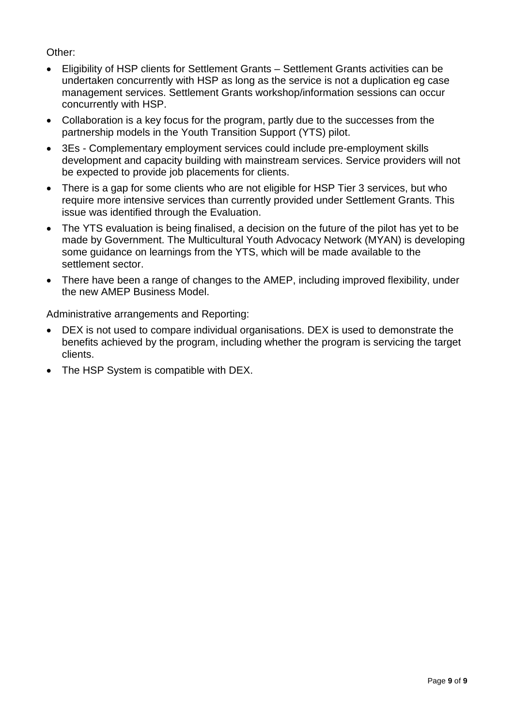Other:

- Eligibility of HSP clients for Settlement Grants – Settlement Grants activities can be undertaken concurrently with HSP as long as the service is not a duplication eg case management services. Settlement Grants workshop/information sessions can occur concurrently with HSP.
- Collaboration is a key focus for the program, partly due to the successes from the partnership models in the Youth Transition Support (YTS) pilot.
- 3Es - Complementary employment services could include pre-employment skills development and capacity building with mainstream services. Service providers will not be expected to provide job placements for clients.
- There is a gap for some clients who are not eligible for HSP Tier 3 services, but who require more intensive services than currently provided under Settlement Grants. This issue was identified through the Evaluation.
- The YTS evaluation is being finalised, a decision on the future of the pilot has yet to be made by Government. The Multicultural Youth Advocacy Network (MYAN) is developing some guidance on learnings from the YTS, which will be made available to the settlement sector.
- There have been a range of changes to the AMEP, including improved flexibility, under the new AMEP Business Model.

Administrative arrangements and Reporting:

- DEX is not used to compare individual organisations. DEX is used to demonstrate the benefits achieved by the program, including whether the program is servicing the target clients.
- The HSP System is compatible with DEX.